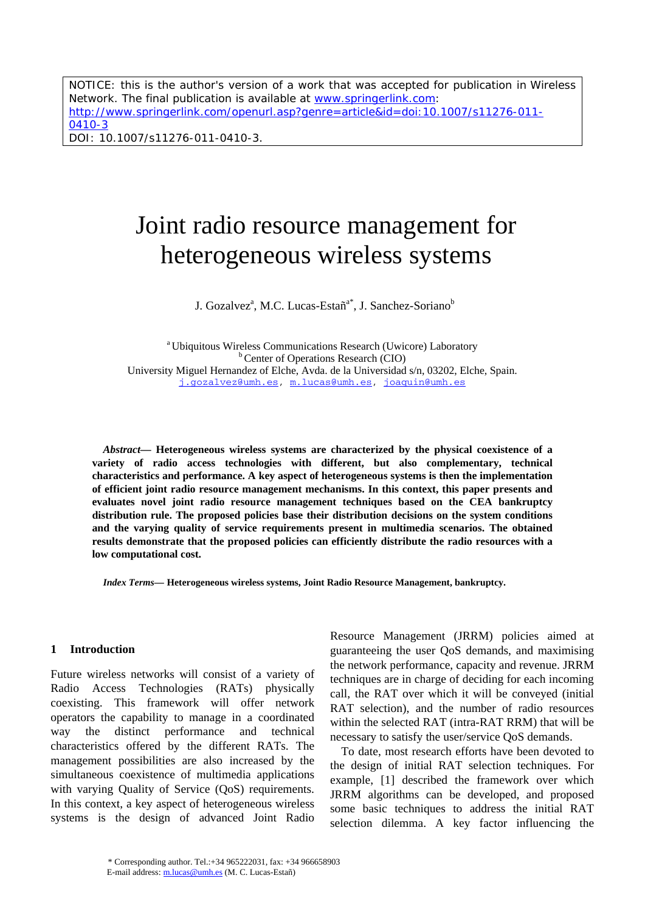NOTICE: this is the author's version of a work that was accepted for publication in Wireless Network. The final publication is available at www.springerlink.com: http://www.springerlink.com/openurl.asp?genre=article&id=doi:10.1007/s11276-011-0410-3
DOI: 10.1007/s11276-011-0410-3.

# Joint radio resource management for heterogeneous wireless systems

J. Gozalvez[a], M.C. Lucas-Estañ[a*], J. Sanchez-Soriano[b]

[a] Ubiquitous Wireless Communications Research (Uwicore) Laboratory
[b] Center of Operations Research (CIO)
University Miguel Hernandez of Elche, Avda. de la Universidad s/n, 03202, Elche, Spain.
j.gozalvez@umh.es, m.lucas@umh.es, joaquin@umh.es

***Abstract*— Heterogeneous wireless systems are characterized by the physical coexistence of a variety of radio access technologies with different, but also complementary, technical characteristics and performance. A key aspect of heterogeneous systems is then the implementation of efficient joint radio resource management mechanisms. In this context, this paper presents and evaluates novel joint radio resource management techniques based on the CEA bankruptcy distribution rule. The proposed policies base their distribution decisions on the system conditions and the varying quality of service requirements present in multimedia scenarios. The obtained results demonstrate that the proposed policies can efficiently distribute the radio resources with a low computational cost.**

***Index Terms*— Heterogeneous wireless systems, Joint Radio Resource Management, bankruptcy.**

## 1 Introduction

Future wireless networks will consist of a variety of Radio Access Technologies (RATs) physically coexisting. This framework will offer network operators the capability to manage in a coordinated way the distinct performance and technical characteristics offered by the different RATs. The management possibilities are also increased by the simultaneous coexistence of multimedia applications with varying Quality of Service (QoS) requirements. In this context, a key aspect of heterogeneous wireless systems is the design of advanced Joint Radio Resource Management (JRRM) policies aimed at guaranteeing the user QoS demands, and maximising the network performance, capacity and revenue. JRRM techniques are in charge of deciding for each incoming call, the RAT over which it will be conveyed (initial RAT selection), and the number of radio resources within the selected RAT (intra-RAT RRM) that will be necessary to satisfy the user/service QoS demands.

To date, most research efforts have been devoted to the design of initial RAT selection techniques. For example, [1] described the framework over which JRRM algorithms can be developed, and proposed some basic techniques to address the initial RAT selection dilemma. A key factor influencing the

* Corresponding author. Tel.:+34 965222031, fax: +34 966658903
E-mail address: m.lucas@umh.es (M. C. Lucas-Estañ)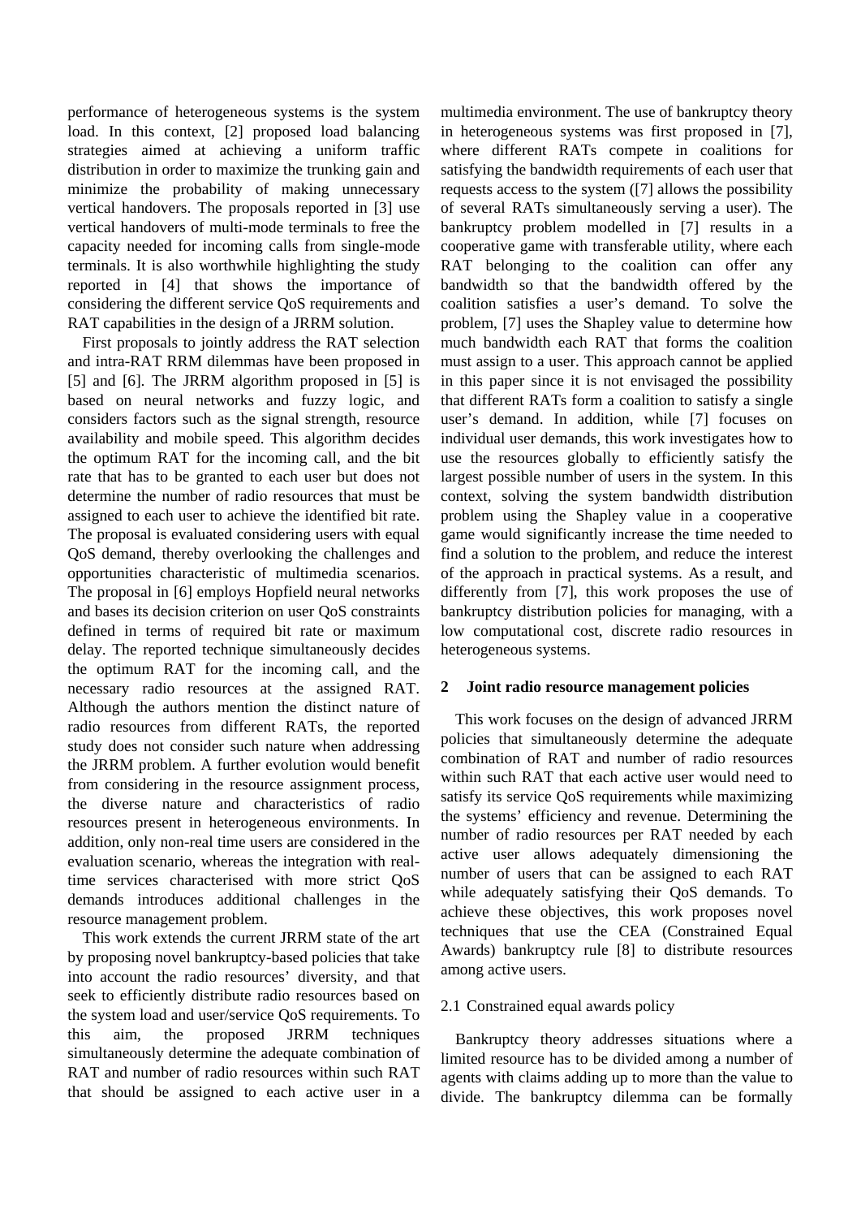performance of heterogeneous systems is the system load. In this context, [2] proposed load balancing strategies aimed at achieving a uniform traffic distribution in order to maximize the trunking gain and minimize the probability of making unnecessary vertical handovers. The proposals reported in [3] use vertical handovers of multi-mode terminals to free the capacity needed for incoming calls from single-mode terminals. It is also worthwhile highlighting the study reported in [4] that shows the importance of considering the different service QoS requirements and RAT capabilities in the design of a JRRM solution.

First proposals to jointly address the RAT selection and intra-RAT RRM dilemmas have been proposed in [5] and [6]. The JRRM algorithm proposed in [5] is based on neural networks and fuzzy logic, and considers factors such as the signal strength, resource availability and mobile speed. This algorithm decides the optimum RAT for the incoming call, and the bit rate that has to be granted to each user but does not determine the number of radio resources that must be assigned to each user to achieve the identified bit rate. The proposal is evaluated considering users with equal QoS demand, thereby overlooking the challenges and opportunities characteristic of multimedia scenarios. The proposal in [6] employs Hopfield neural networks and bases its decision criterion on user QoS constraints defined in terms of required bit rate or maximum delay. The reported technique simultaneously decides the optimum RAT for the incoming call, and the necessary radio resources at the assigned RAT. Although the authors mention the distinct nature of radio resources from different RATs, the reported study does not consider such nature when addressing the JRRM problem. A further evolution would benefit from considering in the resource assignment process, the diverse nature and characteristics of radio resources present in heterogeneous environments. In addition, only non-real time users are considered in the evaluation scenario, whereas the integration with real-time services characterised with more strict QoS demands introduces additional challenges in the resource management problem.

This work extends the current JRRM state of the art by proposing novel bankruptcy-based policies that take into account the radio resources' diversity, and that seek to efficiently distribute radio resources based on the system load and user/service QoS requirements. To this aim, the proposed JRRM techniques simultaneously determine the adequate combination of RAT and number of radio resources within such RAT that should be assigned to each active user in a multimedia environment. The use of bankruptcy theory in heterogeneous systems was first proposed in [7], where different RATs compete in coalitions for satisfying the bandwidth requirements of each user that requests access to the system ([7] allows the possibility of several RATs simultaneously serving a user). The bankruptcy problem modelled in [7] results in a cooperative game with transferable utility, where each RAT belonging to the coalition can offer any bandwidth so that the bandwidth offered by the coalition satisfies a user's demand. To solve the problem, [7] uses the Shapley value to determine how much bandwidth each RAT that forms the coalition must assign to a user. This approach cannot be applied in this paper since it is not envisaged the possibility that different RATs form a coalition to satisfy a single user's demand. In addition, while [7] focuses on individual user demands, this work investigates how to use the resources globally to efficiently satisfy the largest possible number of users in the system. In this context, solving the system bandwidth distribution problem using the Shapley value in a cooperative game would significantly increase the time needed to find a solution to the problem, and reduce the interest of the approach in practical systems. As a result, and differently from [7], this work proposes the use of bankruptcy distribution policies for managing, with a low computational cost, discrete radio resources in heterogeneous systems.

## 2 Joint radio resource management policies

This work focuses on the design of advanced JRRM policies that simultaneously determine the adequate combination of RAT and number of radio resources within such RAT that each active user would need to satisfy its service QoS requirements while maximizing the systems' efficiency and revenue. Determining the number of radio resources per RAT needed by each active user allows adequately dimensioning the number of users that can be assigned to each RAT while adequately satisfying their QoS demands. To achieve these objectives, this work proposes novel techniques that use the CEA (Constrained Equal Awards) bankruptcy rule [8] to distribute resources among active users.

### 2.1 Constrained equal awards policy

Bankruptcy theory addresses situations where a limited resource has to be divided among a number of agents with claims adding up to more than the value to divide. The bankruptcy dilemma can be formally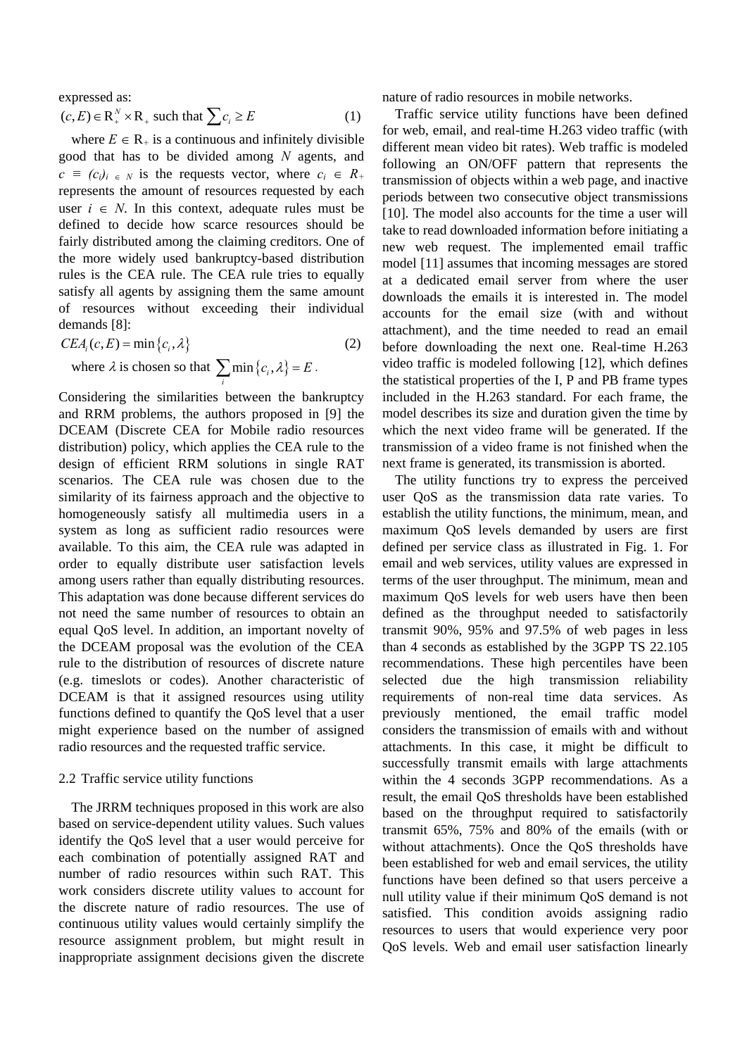expressed as:

$$(c, E) \in \mathrm{R}_+^N \times \mathrm{R}_+ \text{ such that } \sum c_i \geq E \quad (1)$$

where $E \in \mathrm{R}_+$ is a continuous and infinitely divisible good that has to be divided among $N$ agents, and $c \equiv (c_i)_{i \in N}$ is the requests vector, where $c_i \in R_+$ represents the amount of resources requested by each user $i \in N$. In this context, adequate rules must be defined to decide how scarce resources should be fairly distributed among the claiming creditors. One of the more widely used bankruptcy-based distribution rules is the CEA rule. The CEA rule tries to equally satisfy all agents by assigning them the same amount of resources without exceeding their individual demands [8]:

$$CEA_i(c, E) = \min\{c_i, \lambda\} \quad (2)$$

where $\lambda$ is chosen so that $\sum_i \min\{c_i, \lambda\} = E$.

Considering the similarities between the bankruptcy and RRM problems, the authors proposed in [9] the DCEAM (Discrete CEA for Mobile radio resources distribution) policy, which applies the CEA rule to the design of efficient RRM solutions in single RAT scenarios. The CEA rule was chosen due to the similarity of its fairness approach and the objective to homogeneously satisfy all multimedia users in a system as long as sufficient radio resources were available. To this aim, the CEA rule was adapted in order to equally distribute user satisfaction levels among users rather than equally distributing resources. This adaptation was done because different services do not need the same number of resources to obtain an equal QoS level. In addition, an important novelty of the DCEAM proposal was the evolution of the CEA rule to the distribution of resources of discrete nature (e.g. timeslots or codes). Another characteristic of DCEAM is that it assigned resources using utility functions defined to quantify the QoS level that a user might experience based on the number of assigned radio resources and the requested traffic service.

## 2.2 Traffic service utility functions

The JRRM techniques proposed in this work are also based on service-dependent utility values. Such values identify the QoS level that a user would perceive for each combination of potentially assigned RAT and number of radio resources within such RAT. This work considers discrete utility values to account for the discrete nature of radio resources. The use of continuous utility values would certainly simplify the resource assignment problem, but might result in inappropriate assignment decisions given the discrete nature of radio resources in mobile networks.

Traffic service utility functions have been defined for web, email, and real-time H.263 video traffic (with different mean video bit rates). Web traffic is modeled following an ON/OFF pattern that represents the transmission of objects within a web page, and inactive periods between two consecutive object transmissions [10]. The model also accounts for the time a user will take to read downloaded information before initiating a new web request. The implemented email traffic model [11] assumes that incoming messages are stored at a dedicated email server from where the user downloads the emails it is interested in. The model accounts for the email size (with and without attachment), and the time needed to read an email before downloading the next one. Real-time H.263 video traffic is modeled following [12], which defines the statistical properties of the I, P and PB frame types included in the H.263 standard. For each frame, the model describes its size and duration given the time by which the next video frame will be generated. If the transmission of a video frame is not finished when the next frame is generated, its transmission is aborted.

The utility functions try to express the perceived user QoS as the transmission data rate varies. To establish the utility functions, the minimum, mean, and maximum QoS levels demanded by users are first defined per service class as illustrated in Fig. 1. For email and web services, utility values are expressed in terms of the user throughput. The minimum, mean and maximum QoS levels for web users have then been defined as the throughput needed to satisfactorily transmit 90%, 95% and 97.5% of web pages in less than 4 seconds as established by the 3GPP TS 22.105 recommendations. These high percentiles have been selected due the high transmission reliability requirements of non-real time data services. As previously mentioned, the email traffic model considers the transmission of emails with and without attachments. In this case, it might be difficult to successfully transmit emails with large attachments within the 4 seconds 3GPP recommendations. As a result, the email QoS thresholds have been established based on the throughput required to satisfactorily transmit 65%, 75% and 80% of the emails (with or without attachments). Once the QoS thresholds have been established for web and email services, the utility functions have been defined so that users perceive a null utility value if their minimum QoS demand is not satisfied. This condition avoids assigning radio resources to users that would experience very poor QoS levels. Web and email user satisfaction linearly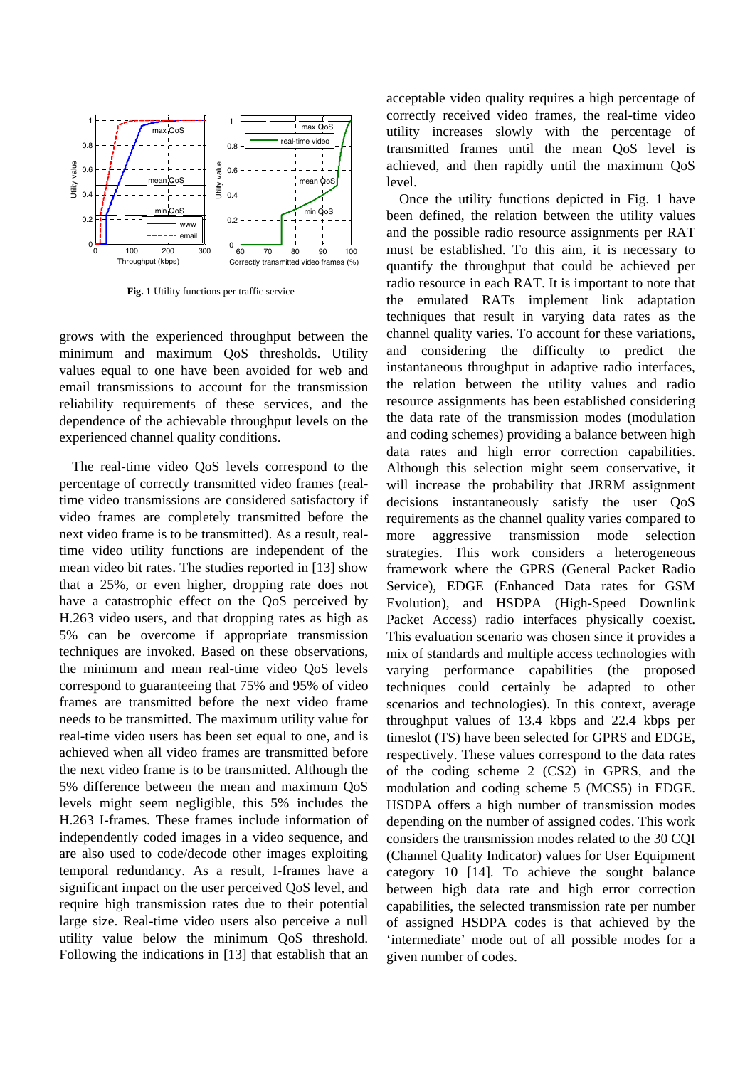1
0.8
0.6
0.4
0.2
0
Utility value
0
100
200
300
Throughput (kbps)
max QoS
mean QoS
min QoS
www
email

1
0.8
0.6
0.4
0.2
0
Utility value
60
70
80
90
100
Correctly transmitted video frames (%)
max QoS
real-time video
mean QoS
min QoS

**Fig. 1** Utility functions per traffic service

grows with the experienced throughput between the minimum and maximum QoS thresholds. Utility values equal to one have been avoided for web and email transmissions to account for the transmission reliability requirements of these services, and the dependence of the achievable throughput levels on the experienced channel quality conditions.

The real-time video QoS levels correspond to the percentage of correctly transmitted video frames (real-time video transmissions are considered satisfactory if video frames are completely transmitted before the next video frame is to be transmitted). As a result, real-time video utility functions are independent of the mean video bit rates. The studies reported in [13] show that a 25%, or even higher, dropping rate does not have a catastrophic effect on the QoS perceived by H.263 video users, and that dropping rates as high as 5% can be overcome if appropriate transmission techniques are invoked. Based on these observations, the minimum and mean real-time video QoS levels correspond to guaranteeing that 75% and 95% of video frames are transmitted before the next video frame needs to be transmitted. The maximum utility value for real-time video users has been set equal to one, and is achieved when all video frames are transmitted before the next video frame is to be transmitted. Although the 5% difference between the mean and maximum QoS levels might seem negligible, this 5% includes the H.263 I-frames. These frames include information of independently coded images in a video sequence, and are also used to code/decode other images exploiting temporal redundancy. As a result, I-frames have a significant impact on the user perceived QoS level, and require high transmission rates due to their potential large size. Real-time video users also perceive a null utility value below the minimum QoS threshold. Following the indications in [13] that establish that an acceptable video quality requires a high percentage of correctly received video frames, the real-time video utility increases slowly with the percentage of transmitted frames until the mean QoS level is achieved, and then rapidly until the maximum QoS level.

Once the utility functions depicted in Fig. 1 have been defined, the relation between the utility values and the possible radio resource assignments per RAT must be established. To this aim, it is necessary to quantify the throughput that could be achieved per radio resource in each RAT. It is important to note that the emulated RATs implement link adaptation techniques that result in varying data rates as the channel quality varies. To account for these variations, and considering the difficulty to predict the instantaneous throughput in adaptive radio interfaces, the relation between the utility values and radio resource assignments has been established considering the data rate of the transmission modes (modulation and coding schemes) providing a balance between high data rates and high error correction capabilities. Although this selection might seem conservative, it will increase the probability that JRRM assignment decisions instantaneously satisfy the user QoS requirements as the channel quality varies compared to more aggressive transmission mode selection strategies. This work considers a heterogeneous framework where the GPRS (General Packet Radio Service), EDGE (Enhanced Data rates for GSM Evolution), and HSDPA (High-Speed Downlink Packet Access) radio interfaces physically coexist. This evaluation scenario was chosen since it provides a mix of standards and multiple access technologies with varying performance capabilities (the proposed techniques could certainly be adapted to other scenarios and technologies). In this context, average throughput values of 13.4 kbps and 22.4 kbps per timeslot (TS) have been selected for GPRS and EDGE, respectively. These values correspond to the data rates of the coding scheme 2 (CS2) in GPRS, and the modulation and coding scheme 5 (MCS5) in EDGE. HSDPA offers a high number of transmission modes depending on the number of assigned codes. This work considers the transmission modes related to the 30 CQI (Channel Quality Indicator) values for User Equipment category 10 [14]. To achieve the sought balance between high data rate and high error correction capabilities, the selected transmission rate per number of assigned HSDPA codes is that achieved by the 'intermediate' mode out of all possible modes for a given number of codes.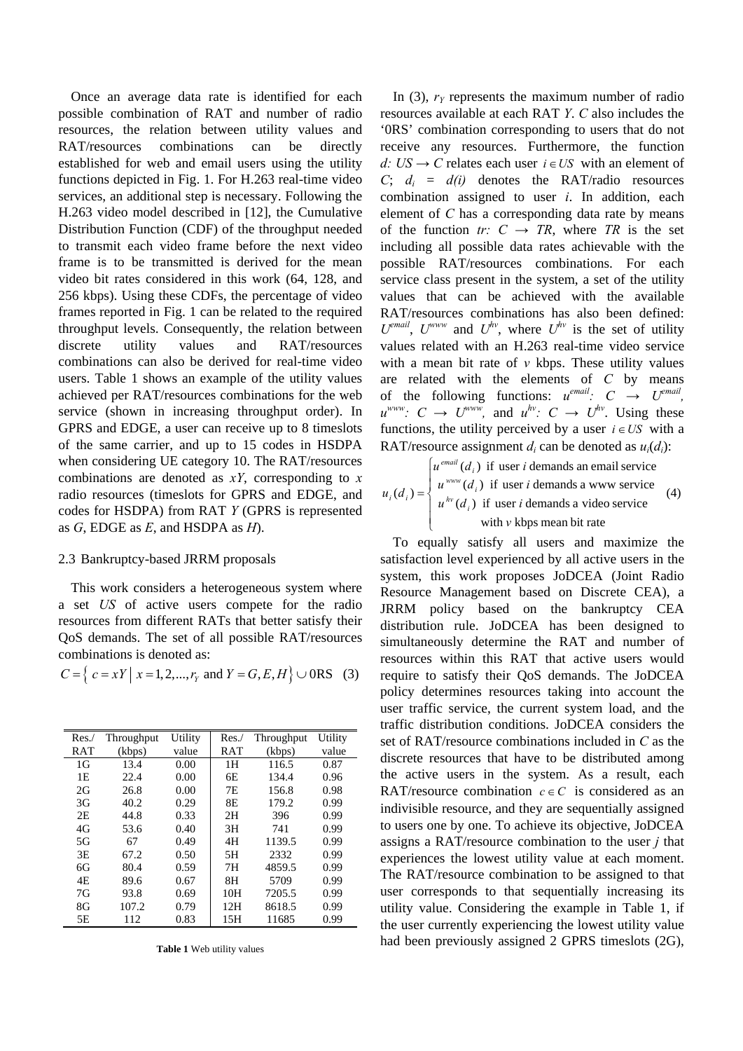Once an average data rate is identified for each possible combination of RAT and number of radio resources, the relation between utility values and RAT/resources combinations can be directly established for web and email users using the utility functions depicted in Fig. 1. For H.263 real-time video services, an additional step is necessary. Following the H.263 video model described in [12], the Cumulative Distribution Function (CDF) of the throughput needed to transmit each video frame before the next video frame is to be transmitted is derived for the mean video bit rates considered in this work (64, 128, and 256 kbps). Using these CDFs, the percentage of video frames reported in Fig. 1 can be related to the required throughput levels. Consequently, the relation between discrete utility values and RAT/resources combinations can also be derived for real-time video users. Table 1 shows an example of the utility values achieved per RAT/resources combinations for the web service (shown in increasing throughput order). In GPRS and EDGE, a user can receive up to 8 timeslots of the same carrier, and up to 15 codes in HSDPA when considering UE category 10. The RAT/resources combinations are denoted as $xY$, corresponding to $x$ radio resources (timeslots for GPRS and EDGE, and codes for HSDPA) from RAT $Y$ (GPRS is represented as $G$, EDGE as $E$, and HSDPA as $H$).

### 2.3 Bankruptcy-based JRRM proposals

This work considers a heterogeneous system where a set $US$ of active users compete for the radio resources from different RATs that better satisfy their QoS demands. The set of all possible RAT/resources combinations is denoted as:

$$C = \left\{ c = xY \mid x = 1, 2, ..., r_Y \text{ and } Y = G, E, H \right\} \cup 0\text{RS} \quad (3)$$

| Res./ RAT | Throughput (kbps) | Utility value | Res./ RAT | Throughput (kbps) | Utility value |
|---|---|---|---|---|---|
| 1G | 13.4 | 0.00 | 1H | 116.5 | 0.87 |
| 1E | 22.4 | 0.00 | 6E | 134.4 | 0.96 |
| 2G | 26.8 | 0.00 | 7E | 156.8 | 0.98 |
| 3G | 40.2 | 0.29 | 8E | 179.2 | 0.99 |
| 2E | 44.8 | 0.33 | 2H | 396 | 0.99 |
| 4G | 53.6 | 0.40 | 3H | 741 | 0.99 |
| 5G | 67 | 0.49 | 4H | 1139.5 | 0.99 |
| 3E | 67.2 | 0.50 | 5H | 2332 | 0.99 |
| 6G | 80.4 | 0.59 | 7H | 4859.5 | 0.99 |
| 4E | 89.6 | 0.67 | 8H | 5709 | 0.99 |
| 7G | 93.8 | 0.69 | 10H | 7205.5 | 0.99 |
| 8G | 107.2 | 0.79 | 12H | 8618.5 | 0.99 |
| 5E | 112 | 0.83 | 15H | 11685 | 0.99 |

**Table 1** Web utility values

In (3), $r_Y$ represents the maximum number of radio resources available at each RAT $Y$. $C$ also includes the '0RS' combination corresponding to users that do not receive any resources. Furthermore, the function $d: US \rightarrow C$ relates each user $i \in US$ with an element of $C$; $d_i = d(i)$ denotes the RAT/radio resources combination assigned to user $i$. In addition, each element of $C$ has a corresponding data rate by means of the function $tr: C \rightarrow TR$, where $TR$ is the set including all possible data rates achievable with the possible RAT/resources combinations. For each service class present in the system, a set of the utility values that can be achieved with the available RAT/resources combinations has also been defined: $U^{email}$, $U^{www}$ and $U^{hv}$, where $U^{hv}$ is the set of utility values related with an H.263 real-time video service with a mean bit rate of $v$ kbps. These utility values are related with the elements of $C$ by means of the following functions: $u^{email}: C \rightarrow U^{email}$, $u^{www}: C \rightarrow U^{www}$, and $u^{hv}: C \rightarrow U^{hv}$. Using these functions, the utility perceived by a user $i \in US$ with a RAT/resource assignment $d_i$ can be denoted as $u_i(d_i)$:

$$u_i(d_i) = \begin{cases} u^{email}(d_i) & \text{if user } i \text{ demands an email service} \\ u^{www}(d_i) & \text{if user } i \text{ demands a www service} \\ u^{hv}(d_i) & \text{if user } i \text{ demands a video service} \\ & \text{with } v \text{ kbps mean bit rate} \end{cases} \quad (4)$$

To equally satisfy all users and maximize the satisfaction level experienced by all active users in the system, this work proposes JoDCEA (Joint Radio Resource Management based on Discrete CEA), a JRRM policy based on the bankruptcy CEA distribution rule. JoDCEA has been designed to simultaneously determine the RAT and number of resources within this RAT that active users would require to satisfy their QoS demands. The JoDCEA policy determines resources taking into account the user traffic service, the current system load, and the traffic distribution conditions. JoDCEA considers the set of RAT/resource combinations included in $C$ as the discrete resources that have to be distributed among the active users in the system. As a result, each RAT/resource combination $c \in C$ is considered as an indivisible resource, and they are sequentially assigned to users one by one. To achieve its objective, JoDCEA assigns a RAT/resource combination to the user $j$ that experiences the lowest utility value at each moment. The RAT/resource combination to be assigned to that user corresponds to that sequentially increasing its utility value. Considering the example in Table 1, if the user currently experiencing the lowest utility value had been previously assigned 2 GPRS timeslots (2G),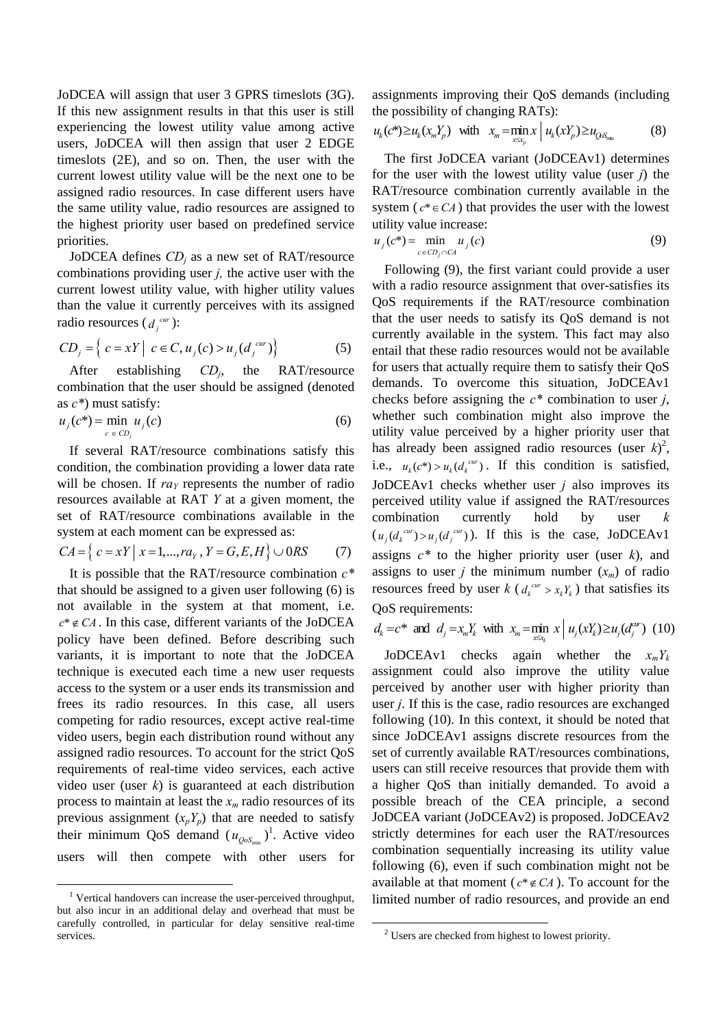JoDCEA will assign that user 3 GPRS timeslots (3G). If this new assignment results in that this user is still experiencing the lowest utility value among active users, JoDCEA will then assign that user 2 EDGE timeslots (2E), and so on. Then, the user with the current lowest utility value will be the next one to be assigned radio resources. In case different users have the same utility value, radio resources are assigned to the highest priority user based on predefined service priorities.

JoDCEA defines $CD_j$ as a new set of RAT/resource combinations providing user *j*, the active user with the current lowest utility value, with higher utility values than the value it currently perceives with its assigned radio resources ($d_j^{cur}$):

$$CD_j = \left\{ c = xY \mid c \in C, u_j(c) > u_j(d_j^{cur}) \right\} \qquad (5)$$

After establishing $CD_j$, the RAT/resource combination that the user should be assigned (denoted as $c^*$) must satisfy:

$$u_j(c^*) = \min_{c \in CD_j} u_j(c) \qquad (6)$$

If several RAT/resource combinations satisfy this condition, the combination providing a lower data rate will be chosen. If $ra_Y$ represents the number of radio resources available at RAT *Y* at a given moment, the set of RAT/resource combinations available in the system at each moment can be expressed as:

$$CA = \left\{ c = xY \mid x = 1,...,ra_Y, Y = G,E,H \right\} \cup 0RS \qquad (7)$$

It is possible that the RAT/resource combination $c^*$ that should be assigned to a given user following (6) is not available in the system at that moment, i.e. $c^* \notin CA$. In this case, different variants of the JoDCEA policy have been defined. Before describing such variants, it is important to note that the JoDCEA technique is executed each time a new user requests access to the system or a user ends its transmission and frees its radio resources. In this case, all users competing for radio resources, except active real-time video users, begin each distribution round without any assigned radio resources. To account for the strict QoS requirements of real-time video services, each active video user (user *k*) is guaranteed at each distribution process to maintain at least the $x_m$ radio resources of its previous assignment ($x_pY_p$) that are needed to satisfy their minimum QoS demand ($u_{QoS_{\min}}$)[1]. Active video users will then compete with other users for assignments improving their QoS demands (including the possibility of changing RATs):

$$u_k(c^*) \geq u_k(x_mY_p) \;\; \text{with} \;\; x_m = \min_{x \leq x_p} x \mid u_k(xY_p) \geq u_{QoS_{\min}} \qquad (8)$$

The first JoDCEA variant (JoDCEAv1) determines for the user with the lowest utility value (user *j*) the RAT/resource combination currently available in the system ($c^* \in CA$) that provides the user with the lowest utility value increase:

$$u_j(c^*) = \min_{c \in CD_j \cap CA} u_j(c) \qquad (9)$$

Following (9), the first variant could provide a user with a radio resource assignment that over-satisfies its QoS requirements if the RAT/resource combination that the user needs to satisfy its QoS demand is not currently available in the system. This fact may also entail that these radio resources would not be available for users that actually require them to satisfy their QoS demands. To overcome this situation, JoDCEAv1 checks before assigning the $c^*$ combination to user *j*, whether such combination might also improve the utility value perceived by a higher priority user that has already been assigned radio resources (user *k*)[2], i.e., $u_k(c^*) > u_k(d_k^{cur})$. If this condition is satisfied, JoDCEAv1 checks whether user *j* also improves its perceived utility value if assigned the RAT/resources combination currently hold by user *k* ($u_j(d_k^{cur}) > u_j(d_j^{cur})$). If this is the case, JoDCEAv1 assigns $c^*$ to the higher priority user (user *k*), and assigns to user *j* the minimum number ($x_m$) of radio resources freed by user *k* ($d_k^{cur} > x_kY_k$) that satisfies its QoS requirements:

$$d_k = c^* \;\; \text{and} \;\; d_j = x_mY_k \;\; \text{with} \;\; x_m = \min_{x \leq x_k} x \mid u_j(xY_k) \geq u_j(d_j^{cur}) \qquad (10)$$

JoDCEAv1 checks again whether the $x_mY_k$ assignment could also improve the utility value perceived by another user with higher priority than user *j*. If this is the case, radio resources are exchanged following (10). In this context, it should be noted that since JoDCEAv1 assigns discrete resources from the set of currently available RAT/resources combinations, users can still receive resources that provide them with a higher QoS than initially demanded. To avoid a possible breach of the CEA principle, a second JoDCEA variant (JoDCEAv2) is proposed. JoDCEAv2 strictly determines for each user the RAT/resources combination sequentially increasing its utility value following (6), even if such combination might not be available at that moment ($c^* \notin CA$). To account for the limited number of radio resources, and provide an end

[1] Vertical handovers can increase the user-perceived throughput, but also incur in an additional delay and overhead that must be carefully controlled, in particular for delay sensitive real-time services.

[2] Users are checked from highest to lowest priority.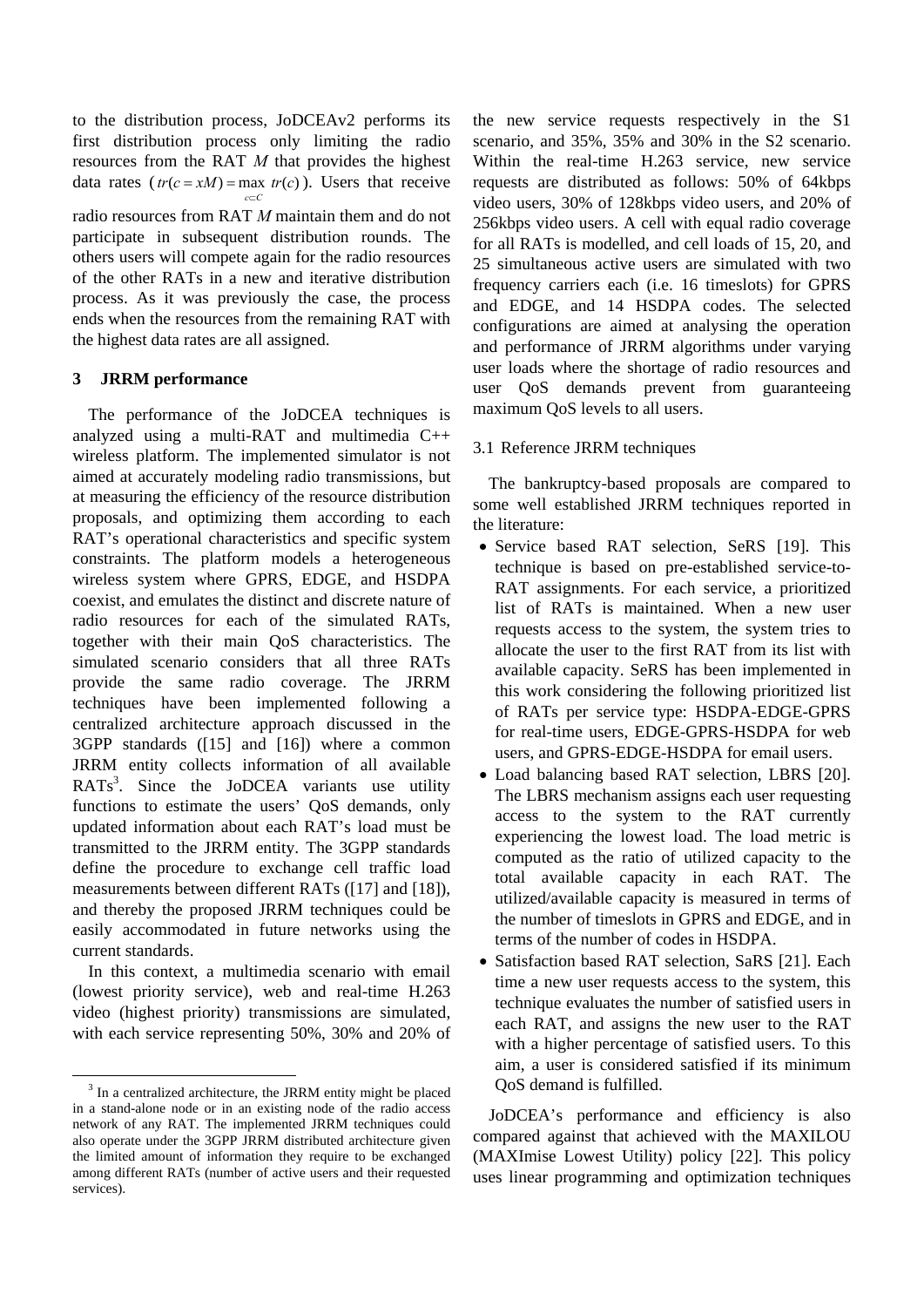to the distribution process, JoDCEAv2 performs its first distribution process only limiting the radio resources from the RAT $M$ that provides the highest data rates ($tr(c = xM) = \max_{c \subset C} tr(c)$). Users that receive radio resources from RAT $M$ maintain them and do not participate in subsequent distribution rounds. The others users will compete again for the radio resources of the other RATs in a new and iterative distribution process. As it was previously the case, the process ends when the resources from the remaining RAT with the highest data rates are all assigned.

## 3 JRRM performance

The performance of the JoDCEA techniques is analyzed using a multi-RAT and multimedia C++ wireless platform. The implemented simulator is not aimed at accurately modeling radio transmissions, but at measuring the efficiency of the resource distribution proposals, and optimizing them according to each RAT's operational characteristics and specific system constraints. The platform models a heterogeneous wireless system where GPRS, EDGE, and HSDPA coexist, and emulates the distinct and discrete nature of radio resources for each of the simulated RATs, together with their main QoS characteristics. The simulated scenario considers that all three RATs provide the same radio coverage. The JRRM techniques have been implemented following a centralized architecture approach discussed in the 3GPP standards ([15] and [16]) where a common JRRM entity collects information of all available RATs[3]. Since the JoDCEA variants use utility functions to estimate the users' QoS demands, only updated information about each RAT's load must be transmitted to the JRRM entity. The 3GPP standards define the procedure to exchange cell traffic load measurements between different RATs ([17] and [18]), and thereby the proposed JRRM techniques could be easily accommodated in future networks using the current standards.

In this context, a multimedia scenario with email (lowest priority service), web and real-time H.263 video (highest priority) transmissions are simulated, with each service representing 50%, 30% and 20% of the new service requests respectively in the S1 scenario, and 35%, 35% and 30% in the S2 scenario. Within the real-time H.263 service, new service requests are distributed as follows: 50% of 64kbps video users, 30% of 128kbps video users, and 20% of 256kbps video users. A cell with equal radio coverage for all RATs is modelled, and cell loads of 15, 20, and 25 simultaneous active users are simulated with two frequency carriers each (i.e. 16 timeslots) for GPRS and EDGE, and 14 HSDPA codes. The selected configurations are aimed at analysing the operation and performance of JRRM algorithms under varying user loads where the shortage of radio resources and user QoS demands prevent from guaranteeing maximum QoS levels to all users.

### 3.1 Reference JRRM techniques

The bankruptcy-based proposals are compared to some well established JRRM techniques reported in the literature:

- Service based RAT selection, SeRS [19]. This technique is based on pre-established service-to-RAT assignments. For each service, a prioritized list of RATs is maintained. When a new user requests access to the system, the system tries to allocate the user to the first RAT from its list with available capacity. SeRS has been implemented in this work considering the following prioritized list of RATs per service type: HSDPA-EDGE-GPRS for real-time users, EDGE-GPRS-HSDPA for web users, and GPRS-EDGE-HSDPA for email users.
- Load balancing based RAT selection, LBRS [20]. The LBRS mechanism assigns each user requesting access to the system to the RAT currently experiencing the lowest load. The load metric is computed as the ratio of utilized capacity to the total available capacity in each RAT. The utilized/available capacity is measured in terms of the number of timeslots in GPRS and EDGE, and in terms of the number of codes in HSDPA.
- Satisfaction based RAT selection, SaRS [21]. Each time a new user requests access to the system, this technique evaluates the number of satisfied users in each RAT, and assigns the new user to the RAT with a higher percentage of satisfied users. To this aim, a user is considered satisfied if its minimum QoS demand is fulfilled.

JoDCEA's performance and efficiency is also compared against that achieved with the MAXILOU (MAXImise Lowest Utility) policy [22]. This policy uses linear programming and optimization techniques

[3] In a centralized architecture, the JRRM entity might be placed in a stand-alone node or in an existing node of the radio access network of any RAT. The implemented JRRM techniques could also operate under the 3GPP JRRM distributed architecture given the limited amount of information they require to be exchanged among different RATs (number of active users and their requested services).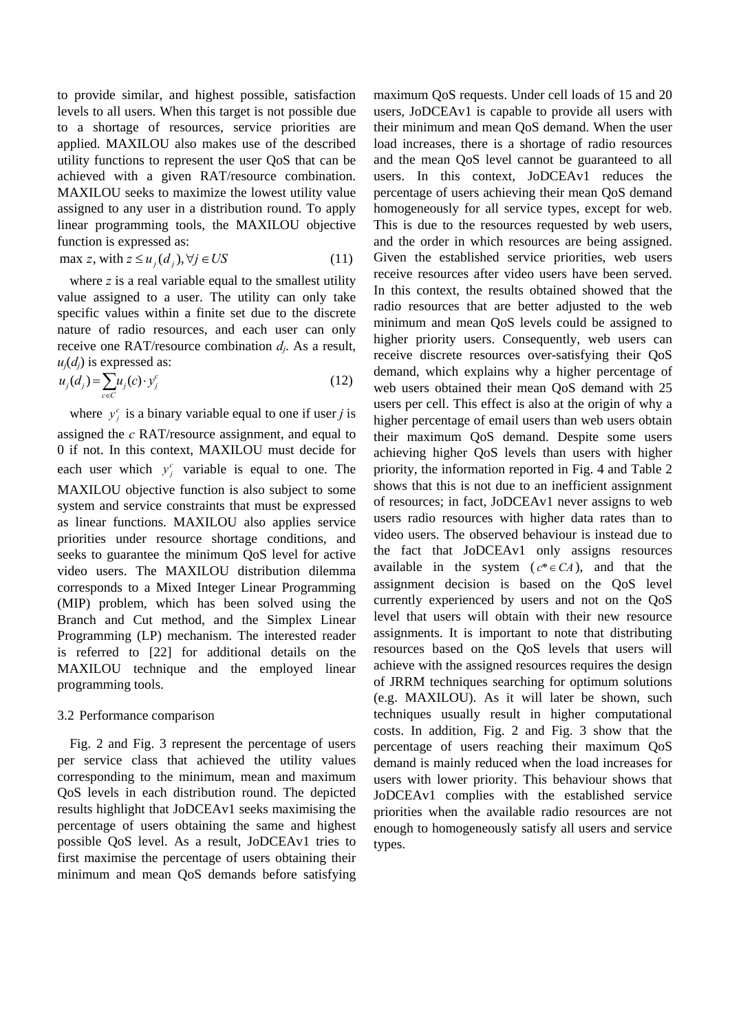to provide similar, and highest possible, satisfaction levels to all users. When this target is not possible due to a shortage of resources, service priorities are applied. MAXILOU also makes use of the described utility functions to represent the user QoS that can be achieved with a given RAT/resource combination. MAXILOU seeks to maximize the lowest utility value assigned to any user in a distribution round. To apply linear programming tools, the MAXILOU objective function is expressed as:

$$\max z, \text{ with } z \le u_j(d_j), \forall j \in US \tag{11}$$

where $z$ is a real variable equal to the smallest utility value assigned to a user. The utility can only take specific values within a finite set due to the discrete nature of radio resources, and each user can only receive one RAT/resource combination $d_j$. As a result, $u_j(d_j)$ is expressed as:

$$u_j(d_j) = \sum_{c \in C} u_j(c) \cdot y_j^c \tag{12}$$

where $y_j^c$ is a binary variable equal to one if user $j$ is assigned the $c$ RAT/resource assignment, and equal to 0 if not. In this context, MAXILOU must decide for each user which $y_j^c$ variable is equal to one. The MAXILOU objective function is also subject to some system and service constraints that must be expressed as linear functions. MAXILOU also applies service priorities under resource shortage conditions, and seeks to guarantee the minimum QoS level for active video users. The MAXILOU distribution dilemma corresponds to a Mixed Integer Linear Programming (MIP) problem, which has been solved using the Branch and Cut method, and the Simplex Linear Programming (LP) mechanism. The interested reader is referred to [22] for additional details on the MAXILOU technique and the employed linear programming tools.

## 3.2 Performance comparison

Fig. 2 and Fig. 3 represent the percentage of users per service class that achieved the utility values corresponding to the minimum, mean and maximum QoS levels in each distribution round. The depicted results highlight that JoDCEAv1 seeks maximising the percentage of users obtaining the same and highest possible QoS level. As a result, JoDCEAv1 tries to first maximise the percentage of users obtaining their minimum and mean QoS demands before satisfying maximum QoS requests. Under cell loads of 15 and 20 users, JoDCEAv1 is capable to provide all users with their minimum and mean QoS demand. When the user load increases, there is a shortage of radio resources and the mean QoS level cannot be guaranteed to all users. In this context, JoDCEAv1 reduces the percentage of users achieving their mean QoS demand homogeneously for all service types, except for web. This is due to the resources requested by web users, and the order in which resources are being assigned. Given the established service priorities, web users receive resources after video users have been served. In this context, the results obtained showed that the radio resources that are better adjusted to the web minimum and mean QoS levels could be assigned to higher priority users. Consequently, web users can receive discrete resources over-satisfying their QoS demand, which explains why a higher percentage of web users obtained their mean QoS demand with 25 users per cell. This effect is also at the origin of why a higher percentage of email users than web users obtain their maximum QoS demand. Despite some users achieving higher QoS levels than users with higher priority, the information reported in Fig. 4 and Table 2 shows that this is not due to an inefficient assignment of resources; in fact, JoDCEAv1 never assigns to web users radio resources with higher data rates than to video users. The observed behaviour is instead due to the fact that JoDCEAv1 only assigns resources available in the system ($c^* \in CA$), and that the assignment decision is based on the QoS level currently experienced by users and not on the QoS level that users will obtain with their new resource assignments. It is important to note that distributing resources based on the QoS levels that users will achieve with the assigned resources requires the design of JRRM techniques searching for optimum solutions (e.g. MAXILOU). As it will later be shown, such techniques usually result in higher computational costs. In addition, Fig. 2 and Fig. 3 show that the percentage of users reaching their maximum QoS demand is mainly reduced when the load increases for users with lower priority. This behaviour shows that JoDCEAv1 complies with the established service priorities when the available radio resources are not enough to homogeneously satisfy all users and service types.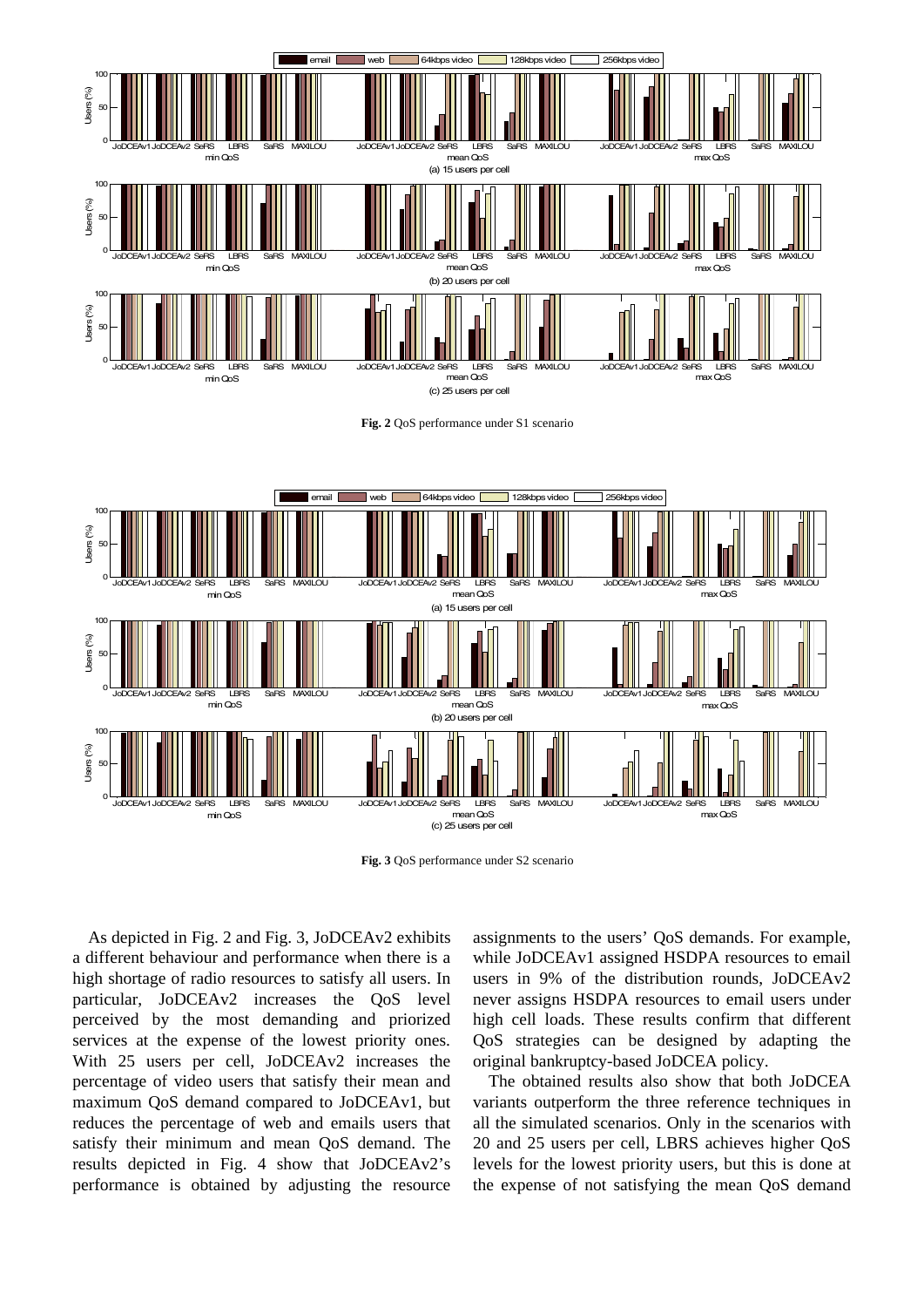**Fig. 2** QoS performance under S1 scenario

**Fig. 3** QoS performance under S2 scenario

As depicted in Fig. 2 and Fig. 3, JoDCEAv2 exhibits a different behaviour and performance when there is a high shortage of radio resources to satisfy all users. In particular, JoDCEAv2 increases the QoS level perceived by the most demanding and priorized services at the expense of the lowest priority ones. With 25 users per cell, JoDCEAv2 increases the percentage of video users that satisfy their mean and maximum QoS demand compared to JoDCEAv1, but reduces the percentage of web and emails users that satisfy their minimum and mean QoS demand. The results depicted in Fig. 4 show that JoDCEAv2's performance is obtained by adjusting the resource assignments to the users' QoS demands. For example, while JoDCEAv1 assigned HSDPA resources to email users in 9% of the distribution rounds, JoDCEAv2 never assigns HSDPA resources to email users under high cell loads. These results confirm that different QoS strategies can be designed by adapting the original bankruptcy-based JoDCEA policy.

The obtained results also show that both JoDCEA variants outperform the three reference techniques in all the simulated scenarios. Only in the scenarios with 20 and 25 users per cell, LBRS achieves higher QoS levels for the lowest priority users, but this is done at the expense of not satisfying the mean QoS demand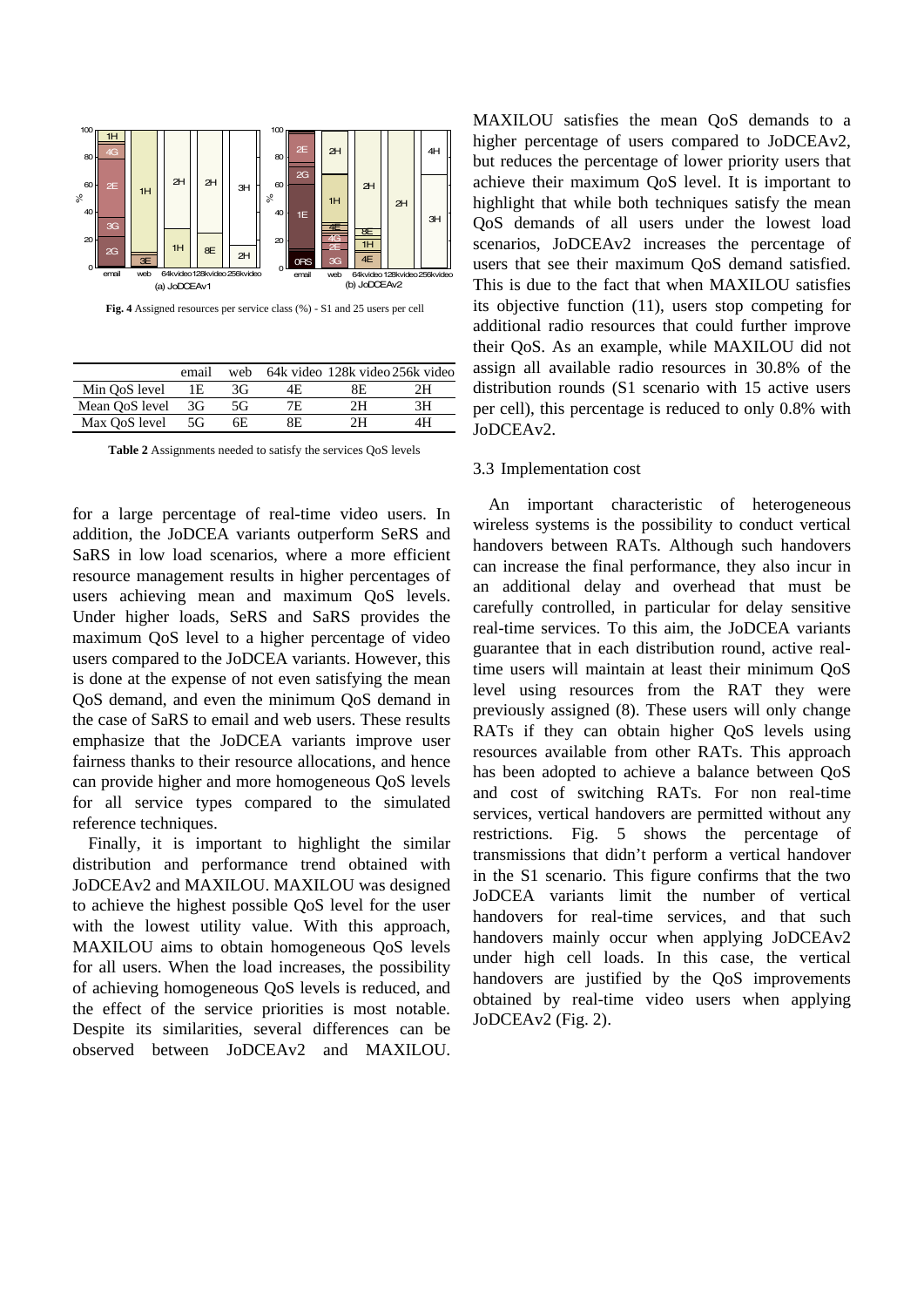**Fig. 4** Assigned resources per service class (%) - S1 and 25 users per cell

| | email | web | 64k video | 128k video | 256k video |
|---|---|---|---|---|---|
| Min QoS level | 1E | 3G | 4E | 8E | 2H |
| Mean QoS level | 3G | 5G | 7E | 2H | 3H |
| Max QoS level | 5G | 6E | 8E | 2H | 4H |

**Table 2** Assignments needed to satisfy the services QoS levels

for a large percentage of real-time video users. In addition, the JoDCEA variants outperform SeRS and SaRS in low load scenarios, where a more efficient resource management results in higher percentages of users achieving mean and maximum QoS levels. Under higher loads, SeRS and SaRS provides the maximum QoS level to a higher percentage of video users compared to the JoDCEA variants. However, this is done at the expense of not even satisfying the mean QoS demand, and even the minimum QoS demand in the case of SaRS to email and web users. These results emphasize that the JoDCEA variants improve user fairness thanks to their resource allocations, and hence can provide higher and more homogeneous QoS levels for all service types compared to the simulated reference techniques.

Finally, it is important to highlight the similar distribution and performance trend obtained with JoDCEAv2 and MAXILOU. MAXILOU was designed to achieve the highest possible QoS level for the user with the lowest utility value. With this approach, MAXILOU aims to obtain homogeneous QoS levels for all users. When the load increases, the possibility of achieving homogeneous QoS levels is reduced, and the effect of the service priorities is most notable. Despite its similarities, several differences can be observed between JoDCEAv2 and MAXILOU. MAXILOU satisfies the mean QoS demands to a higher percentage of users compared to JoDCEAv2, but reduces the percentage of lower priority users that achieve their maximum QoS level. It is important to highlight that while both techniques satisfy the mean QoS demands of all users under the lowest load scenarios, JoDCEAv2 increases the percentage of users that see their maximum QoS demand satisfied. This is due to the fact that when MAXILOU satisfies its objective function (11), users stop competing for additional radio resources that could further improve their QoS. As an example, while MAXILOU did not assign all available radio resources in 30.8% of the distribution rounds (S1 scenario with 15 active users per cell), this percentage is reduced to only 0.8% with JoDCEAv2.

## 3.3 Implementation cost

An important characteristic of heterogeneous wireless systems is the possibility to conduct vertical handovers between RATs. Although such handovers can increase the final performance, they also incur in an additional delay and overhead that must be carefully controlled, in particular for delay sensitive real-time services. To this aim, the JoDCEA variants guarantee that in each distribution round, active real-time users will maintain at least their minimum QoS level using resources from the RAT they were previously assigned (8). These users will only change RATs if they can obtain higher QoS levels using resources available from other RATs. This approach has been adopted to achieve a balance between QoS and cost of switching RATs. For non real-time services, vertical handovers are permitted without any restrictions. Fig. 5 shows the percentage of transmissions that didn't perform a vertical handover in the S1 scenario. This figure confirms that the two JoDCEA variants limit the number of vertical handovers for real-time services, and that such handovers mainly occur when applying JoDCEAv2 under high cell loads. In this case, the vertical handovers are justified by the QoS improvements obtained by real-time video users when applying JoDCEAv2 (Fig. 2).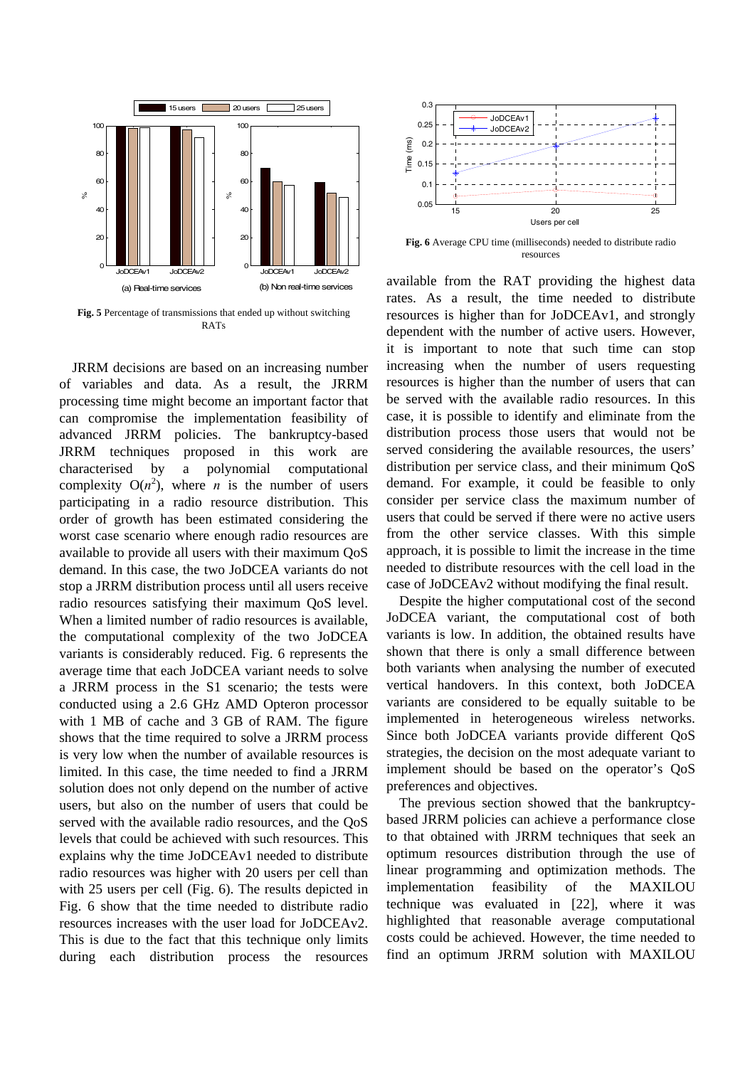**Fig. 5** Percentage of transmissions that ended up without switching RATs

**Fig. 6** Average CPU time (milliseconds) needed to distribute radio resources

JRRM decisions are based on an increasing number of variables and data. As a result, the JRRM processing time might become an important factor that can compromise the implementation feasibility of advanced JRRM policies. The bankruptcy-based JRRM techniques proposed in this work are characterised by a polynomial computational complexity $O(n^2)$, where $n$ is the number of users participating in a radio resource distribution. This order of growth has been estimated considering the worst case scenario where enough radio resources are available to provide all users with their maximum QoS demand. In this case, the two JoDCEA variants do not stop a JRRM distribution process until all users receive radio resources satisfying their maximum QoS level. When a limited number of radio resources is available, the computational complexity of the two JoDCEA variants is considerably reduced. Fig. 6 represents the average time that each JoDCEA variant needs to solve a JRRM process in the S1 scenario; the tests were conducted using a 2.6 GHz AMD Opteron processor with 1 MB of cache and 3 GB of RAM. The figure shows that the time required to solve a JRRM process is very low when the number of available resources is limited. In this case, the time needed to find a JRRM solution does not only depend on the number of active users, but also on the number of users that could be served with the available radio resources, and the QoS levels that could be achieved with such resources. This explains why the time JoDCEAv1 needed to distribute radio resources was higher with 20 users per cell than with 25 users per cell (Fig. 6). The results depicted in Fig. 6 show that the time needed to distribute radio resources increases with the user load for JoDCEAv2. This is due to the fact that this technique only limits during each distribution process the resources available from the RAT providing the highest data rates. As a result, the time needed to distribute resources is higher than for JoDCEAv1, and strongly dependent with the number of active users. However, it is important to note that such time can stop increasing when the number of users requesting resources is higher than the number of users that can be served with the available radio resources. In this case, it is possible to identify and eliminate from the distribution process those users that would not be served considering the available resources, the users' distribution per service class, and their minimum QoS demand. For example, it could be feasible to only consider per service class the maximum number of users that could be served if there were no active users from the other service classes. With this simple approach, it is possible to limit the increase in the time needed to distribute resources with the cell load in the case of JoDCEAv2 without modifying the final result.

Despite the higher computational cost of the second JoDCEA variant, the computational cost of both variants is low. In addition, the obtained results have shown that there is only a small difference between both variants when analysing the number of executed vertical handovers. In this context, both JoDCEA variants are considered to be equally suitable to be implemented in heterogeneous wireless networks. Since both JoDCEA variants provide different QoS strategies, the decision on the most adequate variant to implement should be based on the operator's QoS preferences and objectives.

The previous section showed that the bankruptcy-based JRRM policies can achieve a performance close to that obtained with JRRM techniques that seek an optimum resources distribution through the use of linear programming and optimization methods. The implementation feasibility of the MAXILOU technique was evaluated in [22], where it was highlighted that reasonable average computational costs could be achieved. However, the time needed to find an optimum JRRM solution with MAXILOU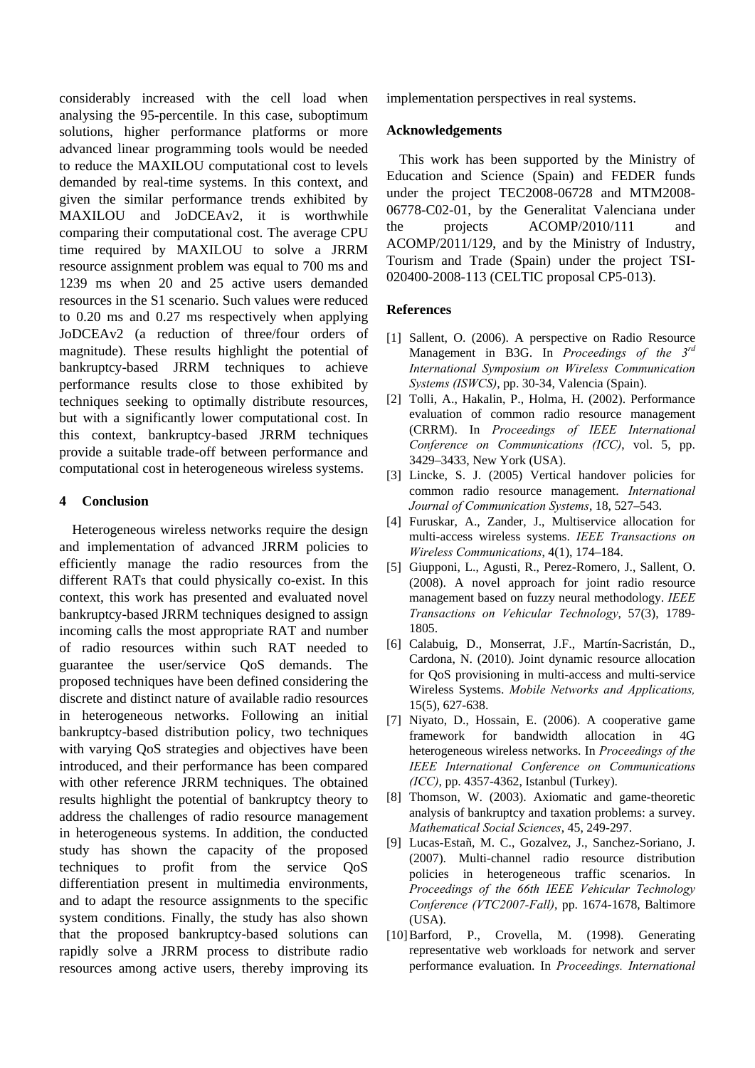considerably increased with the cell load when analysing the 95-percentile. In this case, suboptimum solutions, higher performance platforms or more advanced linear programming tools would be needed to reduce the MAXILOU computational cost to levels demanded by real-time systems. In this context, and given the similar performance trends exhibited by MAXILOU and JoDCEAv2, it is worthwhile comparing their computational cost. The average CPU time required by MAXILOU to solve a JRRM resource assignment problem was equal to 700 ms and 1239 ms when 20 and 25 active users demanded resources in the S1 scenario. Such values were reduced to 0.20 ms and 0.27 ms respectively when applying JoDCEAv2 (a reduction of three/four orders of magnitude). These results highlight the potential of bankruptcy-based JRRM techniques to achieve performance results close to those exhibited by techniques seeking to optimally distribute resources, but with a significantly lower computational cost. In this context, bankruptcy-based JRRM techniques provide a suitable trade-off between performance and computational cost in heterogeneous wireless systems.

## 4 Conclusion

Heterogeneous wireless networks require the design and implementation of advanced JRRM policies to efficiently manage the radio resources from the different RATs that could physically co-exist. In this context, this work has presented and evaluated novel bankruptcy-based JRRM techniques designed to assign incoming calls the most appropriate RAT and number of radio resources within such RAT needed to guarantee the user/service QoS demands. The proposed techniques have been defined considering the discrete and distinct nature of available radio resources in heterogeneous networks. Following an initial bankruptcy-based distribution policy, two techniques with varying QoS strategies and objectives have been introduced, and their performance has been compared with other reference JRRM techniques. The obtained results highlight the potential of bankruptcy theory to address the challenges of radio resource management in heterogeneous systems. In addition, the conducted study has shown the capacity of the proposed techniques to profit from the service QoS differentiation present in multimedia environments, and to adapt the resource assignments to the specific system conditions. Finally, the study has also shown that the proposed bankruptcy-based solutions can rapidly solve a JRRM process to distribute radio resources among active users, thereby improving its implementation perspectives in real systems.

**Acknowledgements**

This work has been supported by the Ministry of Education and Science (Spain) and FEDER funds under the project TEC2008-06728 and MTM2008-06778-C02-01, by the Generalitat Valenciana under the projects ACOMP/2010/111 and ACOMP/2011/129, and by the Ministry of Industry, Tourism and Trade (Spain) under the project TSI-020400-2008-113 (CELTIC proposal CP5-013).

**References**

[1] Sallent, O. (2006). A perspective on Radio Resource Management in B3G. In *Proceedings of the 3rd International Symposium on Wireless Communication Systems (ISWCS)*, pp. 30-34, Valencia (Spain).

[2] Tolli, A., Hakalin, P., Holma, H. (2002). Performance evaluation of common radio resource management (CRRM). In *Proceedings of IEEE International Conference on Communications (ICC)*, vol. 5, pp. 3429–3433, New York (USA).

[3] Lincke, S. J. (2005) Vertical handover policies for common radio resource management. *International Journal of Communication Systems*, 18, 527–543.

[4] Furuskar, A., Zander, J., Multiservice allocation for multi-access wireless systems. *IEEE Transactions on Wireless Communications*, 4(1), 174–184.

[5] Giupponi, L., Agusti, R., Perez-Romero, J., Sallent, O. (2008). A novel approach for joint radio resource management based on fuzzy neural methodology. *IEEE Transactions on Vehicular Technology*, 57(3), 1789-1805.

[6] Calabuig, D., Monserrat, J.F., Martín-Sacristán, D., Cardona, N. (2010). Joint dynamic resource allocation for QoS provisioning in multi-access and multi-service Wireless Systems. *Mobile Networks and Applications,* 15(5), 627-638.

[7] Niyato, D., Hossain, E. (2006). A cooperative game framework for bandwidth allocation in 4G heterogeneous wireless networks. In *Proceedings of the IEEE International Conference on Communications (ICC)*, pp. 4357-4362, Istanbul (Turkey).

[8] Thomson, W. (2003). Axiomatic and game-theoretic analysis of bankruptcy and taxation problems: a survey. *Mathematical Social Sciences*, 45, 249-297.

[9] Lucas-Estañ, M. C., Gozalvez, J., Sanchez-Soriano, J. (2007). Multi-channel radio resource distribution policies in heterogeneous traffic scenarios. In *Proceedings of the 66th IEEE Vehicular Technology Conference (VTC2007-Fall)*, pp. 1674-1678, Baltimore (USA).

[10] Barford, P., Crovella, M. (1998). Generating representative web workloads for network and server performance evaluation. In *Proceedings. International*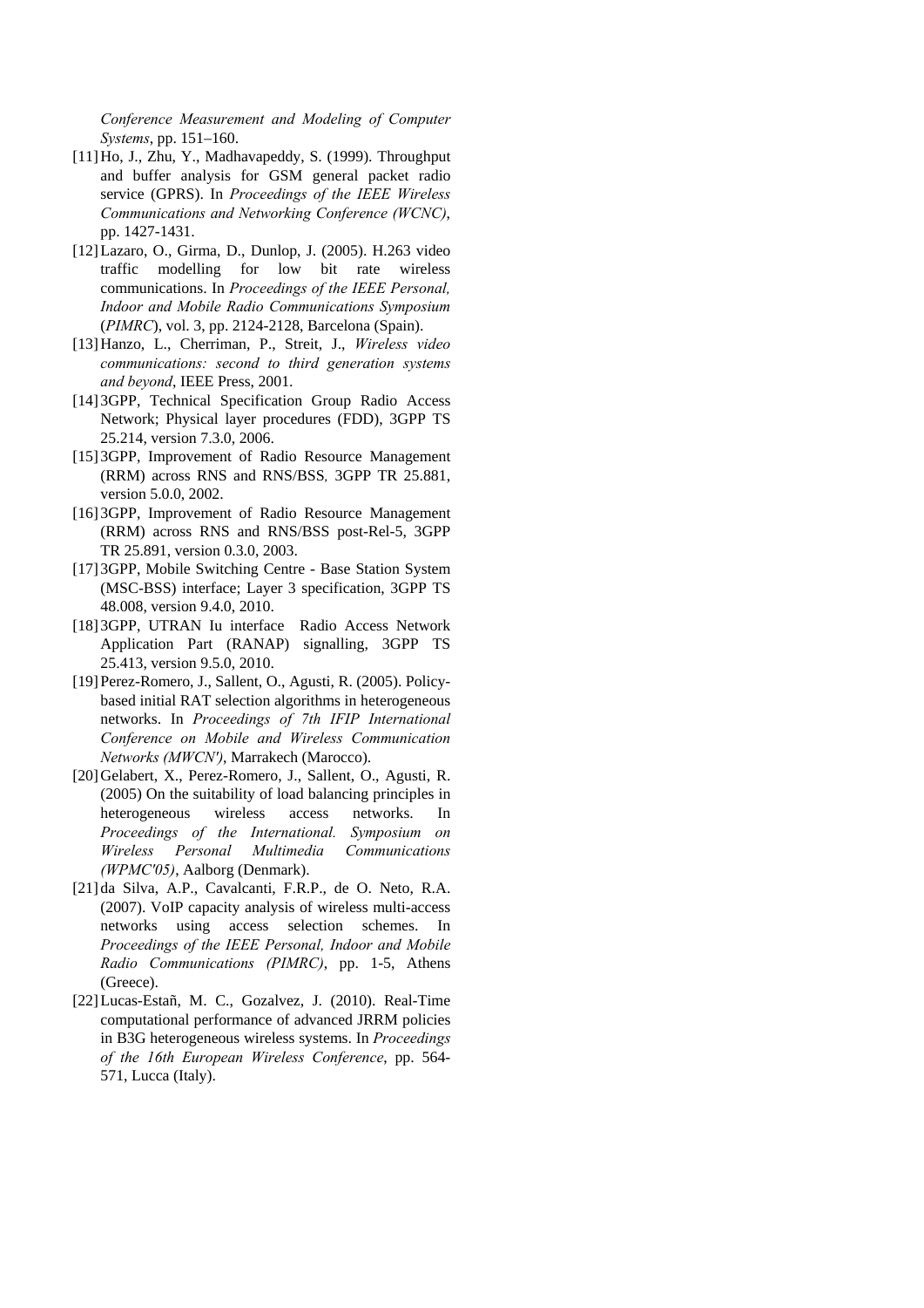*Conference Measurement and Modeling of Computer Systems*, pp. 151–160.

[11] Ho, J., Zhu, Y., Madhavapeddy, S. (1999). Throughput and buffer analysis for GSM general packet radio service (GPRS). In *Proceedings of the IEEE Wireless Communications and Networking Conference (WCNC)*, pp. 1427-1431.

[12] Lazaro, O., Girma, D., Dunlop, J. (2005). H.263 video traffic modelling for low bit rate wireless communications. In *Proceedings of the IEEE Personal, Indoor and Mobile Radio Communications Symposium* (*PIMRC*), vol. 3, pp. 2124-2128, Barcelona (Spain).

[13] Hanzo, L., Cherriman, P., Streit, J., *Wireless video communications: second to third generation systems and beyond*, IEEE Press, 2001.

[14] 3GPP, Technical Specification Group Radio Access Network; Physical layer procedures (FDD), 3GPP TS 25.214, version 7.3.0, 2006.

[15] 3GPP, Improvement of Radio Resource Management (RRM) across RNS and RNS/BSS*,* 3GPP TR 25.881, version 5.0.0, 2002.

[16] 3GPP, Improvement of Radio Resource Management (RRM) across RNS and RNS/BSS post-Rel-5, 3GPP TR 25.891, version 0.3.0, 2003.

[17] 3GPP, Mobile Switching Centre - Base Station System (MSC-BSS) interface; Layer 3 specification, 3GPP TS 48.008, version 9.4.0, 2010.

[18] 3GPP, UTRAN Iu interface Radio Access Network Application Part (RANAP) signalling, 3GPP TS 25.413, version 9.5.0, 2010.

[19] Perez-Romero, J., Sallent, O., Agusti, R. (2005). Policy-based initial RAT selection algorithms in heterogeneous networks. In *Proceedings of 7th IFIP International Conference on Mobile and Wireless Communication Networks (MWCN')*, Marrakech (Marocco).

[20] Gelabert, X., Perez-Romero, J., Sallent, O., Agusti, R. (2005) On the suitability of load balancing principles in heterogeneous wireless access networks. In *Proceedings of the International. Symposium on Wireless Personal Multimedia Communications (WPMC'05)*, Aalborg (Denmark).

[21] da Silva, A.P., Cavalcanti, F.R.P., de O. Neto, R.A. (2007). VoIP capacity analysis of wireless multi-access networks using access selection schemes. In *Proceedings of the IEEE Personal, Indoor and Mobile Radio Communications (PIMRC)*, pp. 1-5, Athens (Greece).

[22] Lucas-Estañ, M. C., Gozalvez, J. (2010). Real-Time computational performance of advanced JRRM policies in B3G heterogeneous wireless systems. In *Proceedings of the 16th European Wireless Conference*, pp. 564-571, Lucca (Italy).